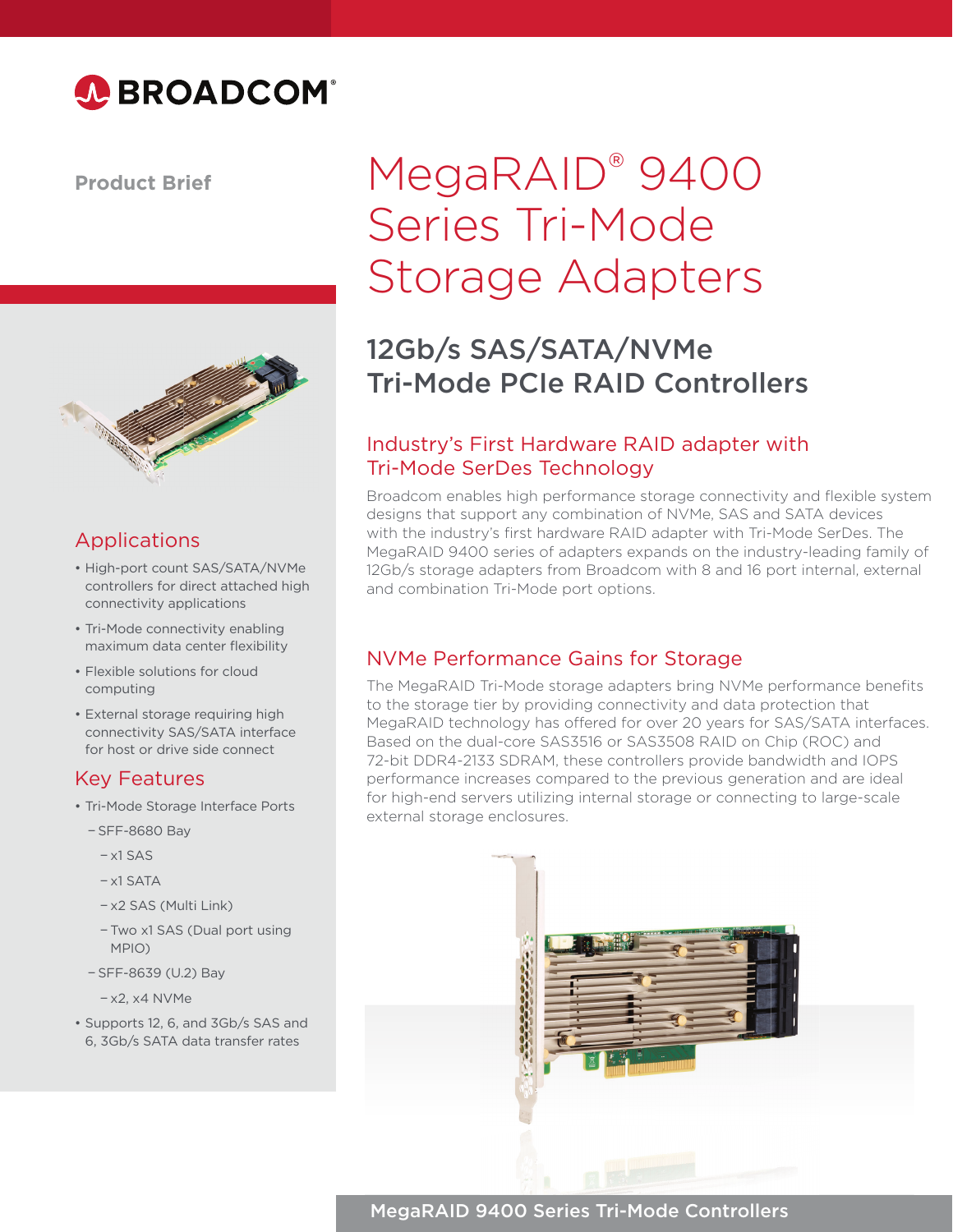BROADCOM®

Product Brief

# MegaRAID® 9400 Series Tri-Mode Storage Adapters

## 12Gb/s SAS/SATA/NVMe Tri-Mode PCIe RAID Controllers

### Industry's First Hardware RAID adapter with Tri-Mode SerDes Technology

Broadcom enables high performance storage connectivity and flexible system designs that support any combination of NVMe, SAS and SATA devices with the industry's first hardware RAID adapter with Tri-Mode SerDes. The MegaRAID 9400 series of adapters expands on the industry-leading family of 12Gb/s storage adapters from Broadcom with 8 and 16 port internal, external and combination Tri-Mode port options.

### NVMe Performance Gains for Storage

The MegaRAID Tri-Mode storage adapters bring NVMe performance benefits to the storage tier by providing connectivity and data protection that MegaRAID technology has offered for over 20 years for SAS/SATA interfaces. Based on the dual-core SAS3516 or SAS3508 RAID on Chip (ROC) and 72-bit DDR4-2133 SDRAM, these controllers provide bandwidth and IOPS performance increases compared to the previous generation and are ideal for high-end servers utilizing internal storage or connecting to large-scale external storage enclosures.

MegaRAID 9400 Series Tri-Mode Controllers

### Applications

- High-port count SAS/SATA/NVMe controllers for direct attached high connectivity applications
- Tri-Mode connectivity enabling maximum data center flexibility
- Flexible solutions for cloud computing
- External storage requiring high connectivity SAS/SATA interface for host or drive side connect

### Key Features

- Tri-Mode Storage Interface Ports
  - SFF-8680 Bay
    - x1 SAS
    - x1 SATA
    - x2 SAS (Multi Link)
    - Two x1 SAS (Dual port using MPIO)
  - SFF-8639 (U.2) Bay
    - x2, x4 NVMe
- Supports 12, 6, and 3Gb/s SAS and 6, 3Gb/s SATA data transfer rates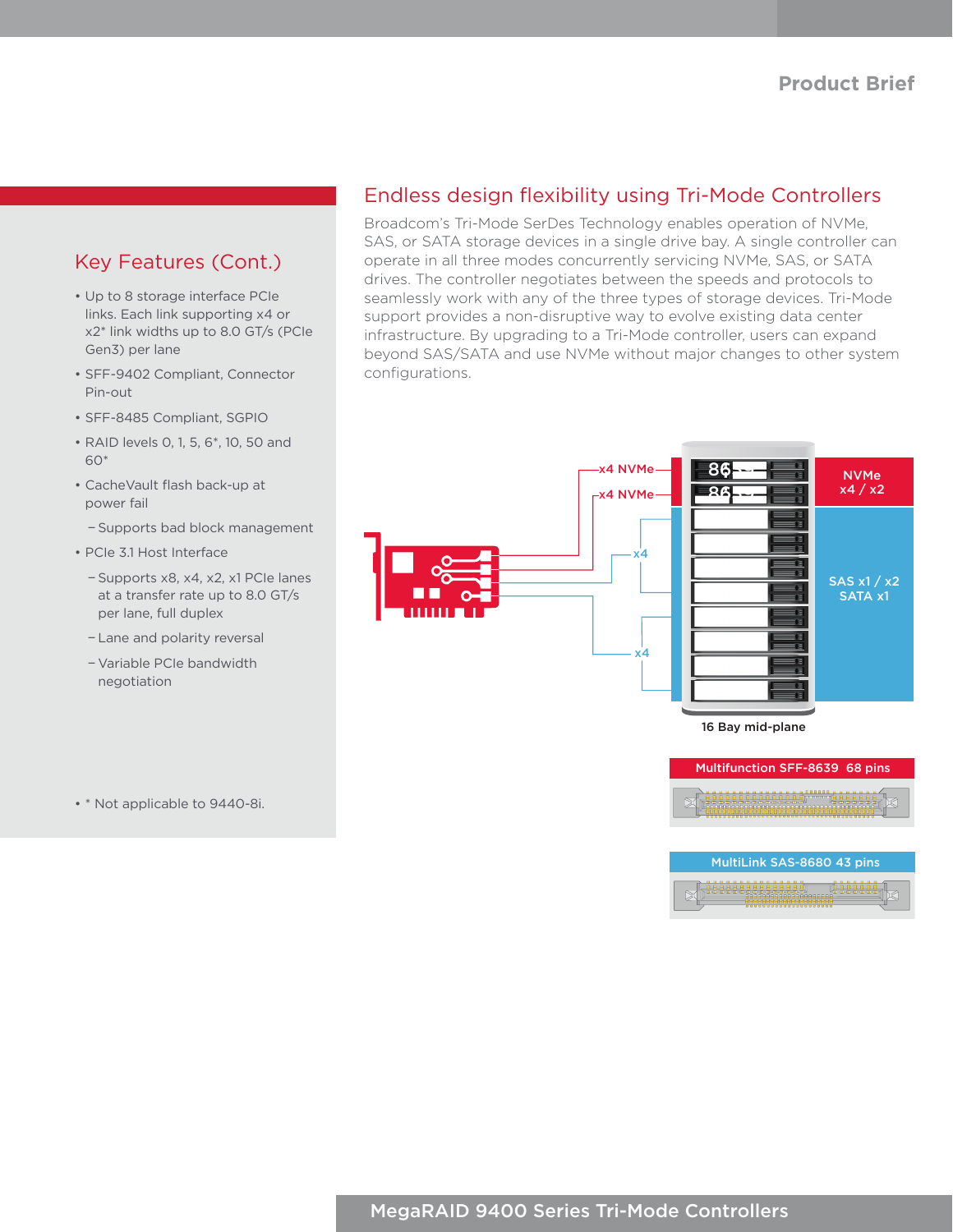## Key Features (Cont.)

- Up to 8 storage interface PCIe links. Each link supporting x4 or x2* link widths up to 8.0 GT/s (PCIe Gen3) per lane
- SFF-9402 Compliant, Connector Pin-out
- SFF-8485 Compliant, SGPIO
- RAID levels 0, 1, 5, 6*, 10, 50 and 60*
- CacheVault flash back-up at power fail
  - Supports bad block management
- PCIe 3.1 Host Interface
  - Supports x8, x4, x2, x1 PCIe lanes at a transfer rate up to 8.0 GT/s per lane, full duplex
  - Lane and polarity reversal
  - Variable PCIe bandwidth negotiation

- * Not applicable to 9440-8i.

## Endless design flexibility using Tri-Mode Controllers

Broadcom's Tri-Mode SerDes Technology enables operation of NVMe, SAS, or SATA storage devices in a single drive bay. A single controller can operate in all three modes concurrently servicing NVMe, SAS, or SATA drives. The controller negotiates between the speeds and protocols to seamlessly work with any of the three types of storage devices. Tri-Mode support provides a non-disruptive way to evolve existing data center infrastructure. By upgrading to a Tri-Mode controller, users can expand beyond SAS/SATA and use NVMe without major changes to other system configurations.

x4 NVMe

x4 NVMe

x4

x4

NVMe x4 / x2

SAS x1 / x2 SATA x1

16 Bay mid-plane

Multifunction SFF-8639 68 pins

MultiLink SAS-8680 43 pins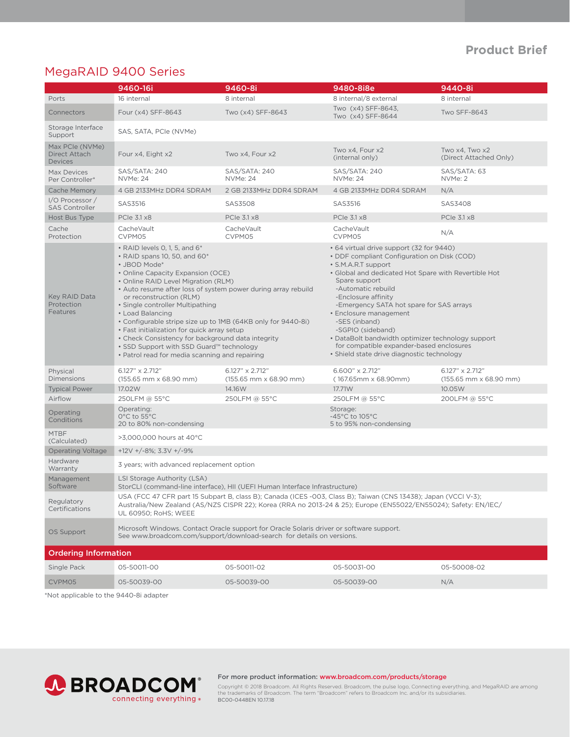Product Brief

## MegaRAID 9400 Series

| | 9460-16i | 9460-8i | 9480-8i8e | 9440-8i |
|---|---|---|---|---|
| Ports | 16 internal | 8 internal | 8 internal/8 external | 8 internal |
| Connectors | Four (x4) SFF-8643 | Two (x4) SFF-8643 | Two (x4) SFF-8643, Two (x4) SFF-8644 | Two SFF-8643 |
| Storage Interface Support | SAS, SATA, PCIe (NVMe) | | | |
| Max PCIe (NVMe) Direct Attach Devices | Four x4, Eight x2 | Two x4, Four x2 | Two x4, Four x2 (internal only) | Two x4, Two x2 (Direct Attached Only) |
| Max Devices Per Controller* | SAS/SATA: 240 NVMe: 24 | SAS/SATA: 240 NVMe: 24 | SAS/SATA: 240 NVMe: 24 | SAS/SATA: 63 NVMe: 2 |
| Cache Memory | 4 GB 2133MHz DDR4 SDRAM | 2 GB 2133MHz DDR4 SDRAM | 4 GB 2133MHz DDR4 SDRAM | N/A |
| I/O Processor / SAS Controller | SAS3516 | SAS3508 | SAS3516 | SAS3408 |
| Host Bus Type | PCIe 3.1 x8 | PCIe 3.1 x8 | PCIe 3.1 x8 | PCIe 3.1 x8 |
| Cache Protection | CacheVault CVPM05 | CacheVault CVPM05 | CacheVault CVPM05 | N/A |
| Key RAID Data Protection Features | • RAID levels 0, 1, 5, and 6*<br>• RAID spans 10, 50, and 60*<br>• JBOD Mode*<br>• Online Capacity Expansion (OCE)<br>• Online RAID Level Migration (RLM)<br>• Auto resume after loss of system power during array rebuild or reconstruction (RLM)<br>• Single controller Multipathing<br>• Load Balancing<br>• Configurable stripe size up to 1MB (64KB only for 9440-8i)<br>• Fast initialization for quick array setup<br>• Check Consistency for background data integrity<br>• SSD Support with SSD Guard™ technology<br>• Patrol read for media scanning and repairing | | • 64 virtual drive support (32 for 9440)<br>• DDF compliant Configuration on Disk (COD)<br>• S.M.A.R.T support<br>• Global and dedicated Hot Spare with Revertible Hot Spare support<br>-Automatic rebuild<br>-Enclosure affinity<br>-Emergency SATA hot spare for SAS arrays<br>• Enclosure management<br>-SES (inband)<br>-SGPIO (sideband)<br>• DataBolt bandwidth optimizer technology support for compatible expander-based enclosures<br>• Shield state drive diagnostic technology | |
| Physical Dimensions | 6.127" x 2.712" (155.65 mm x 68.90 mm) | 6.127" x 2.712" (155.65 mm x 68.90 mm) | 6.600" x 2.712" ( 167.65mm x 68.90mm) | 6.127" x 2.712" (155.65 mm x 68.90 mm) |
| Typical Power | 17.02W | 14.16W | 17.71W | 10.05W |
| Airflow | 250LFM @ 55°C | 250LFM @ 55°C | 250LFM @ 55°C | 200LFM @ 55°C |
| Operating Conditions | Operating:<br>0°C to 55°C<br>20 to 80% non-condensing | | Storage:<br>-45°C to 105°C<br>5 to 95% non-condensing | |
| MTBF (Calculated) | >3,000,000 hours at 40°C | | | |
| Operating Voltage | +12V +/-8%; 3.3V +/-9% | | | |
| Hardware Warranty | 3 years; with advanced replacement option | | | |
| Management Software | LSI Storage Authority (LSA)<br>StorCLI (command-line interface), HII (UEFI Human Interface Infrastructure) | | | |
| Regulatory Certifications | USA (FCC 47 CFR part 15 Subpart B, class B); Canada (ICES -003, Class B); Taiwan (CNS 13438); Japan (VCCI V-3); Australia/New Zealand (AS/NZS CISPR 22); Korea (RRA no 2013-24 & 25); Europe (EN55022/EN55024); Safety: EN/IEC/UL 60950; RoHS; WEEE | | | |
| OS Support | Microsoft Windows. Contact Oracle support for Oracle Solaris driver or software support.<br>See www.broadcom.com/support/download-search for details on versions. | | | |
| **Ordering Information** | | | | |
| Single Pack | 05-50011-00 | 05-50011-02 | 05-50031-00 | 05-50008-02 |
| CVPM05 | 05-50039-00 | 05-50039-00 | 05-50039-00 | N/A |

*Not applicable to the 9440-8i adapter

BROADCOM® connecting everything®

For more product information: www.broadcom.com/products/storage

Copyright © 2018 Broadcom. All Rights Reserved. Broadcom, the pulse logo, Connecting everything, and MegaRAID are among the trademarks of Broadcom. The term "Broadcom" refers to Broadcom Inc. and/or its subsidiaries.
BC00-0448EN 10.17.18